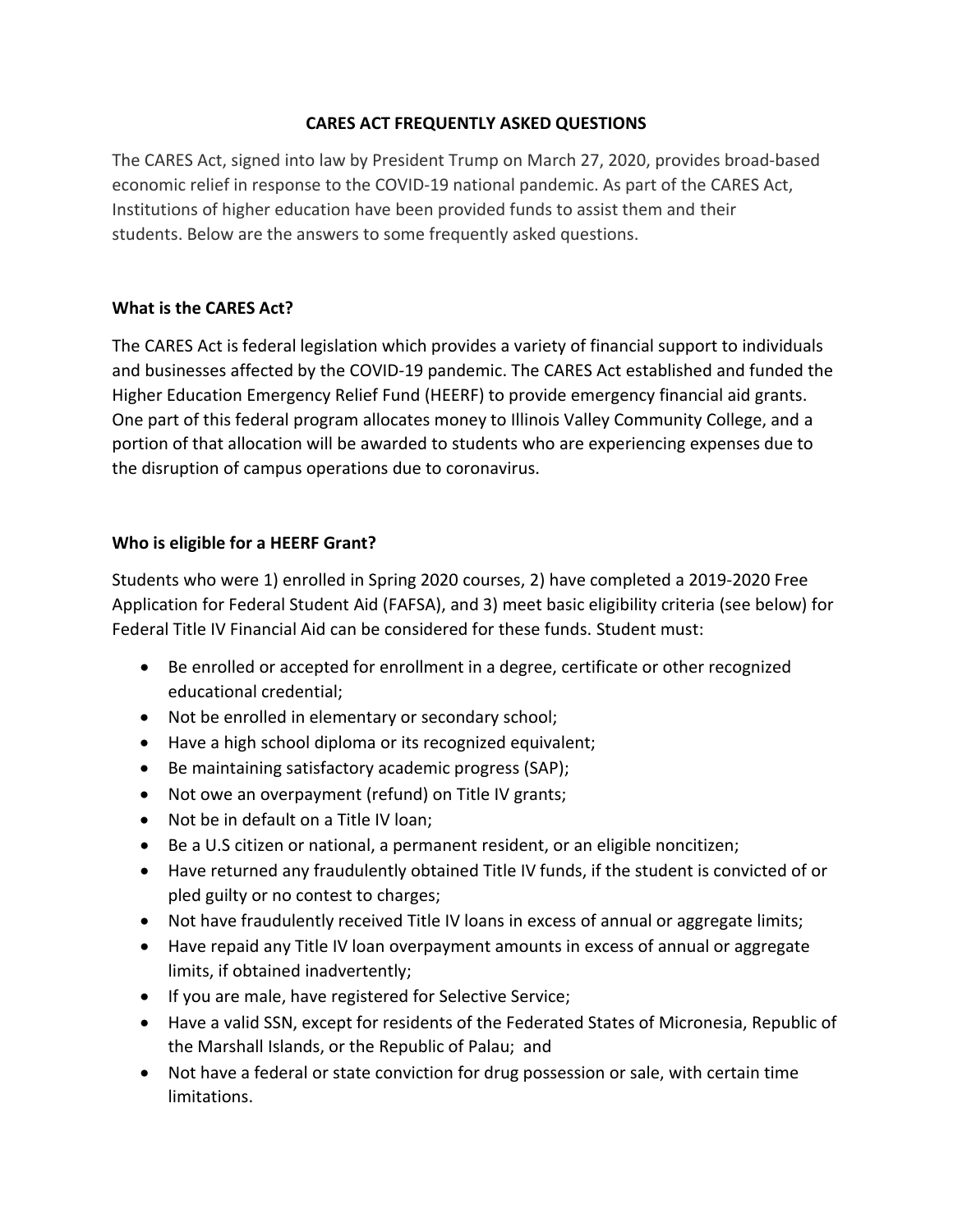# CARES ACT FREQUENTLY ASKED QUESTIONS

The CARES Act, signed into law by President Trump on March 27, 2020, provides broad-based economic relief in response to the COVID-19 national pandemic. As part of the CARES Act, Institutions of higher education have been provided funds to assist them and their students. Below are the answers to some frequently asked questions.

## What is the CARES Act?

The CARES Act is federal legislation which provides a variety of financial support to individuals and businesses affected by the COVID-19 pandemic. The CARES Act established and funded the Higher Education Emergency Relief Fund (HEERF) to provide emergency financial aid grants. One part of this federal program allocates money to Illinois Valley Community College, and a portion of that allocation will be awarded to students who are experiencing expenses due to the disruption of campus operations due to coronavirus.

## Who is eligible for a HEERF Grant?

Students who were 1) enrolled in Spring 2020 courses, 2) have completed a 2019-2020 Free Application for Federal Student Aid (FAFSA), and 3) meet basic eligibility criteria (see below) for Federal Title IV Financial Aid can be considered for these funds. Student must:

- Be enrolled or accepted for enrollment in a degree, certificate or other recognized educational credential;
- Not be enrolled in elementary or secondary school;
- Have a high school diploma or its recognized equivalent;
- Be maintaining satisfactory academic progress (SAP);
- Not owe an overpayment (refund) on Title IV grants;
- Not be in default on a Title IV loan;
- Be a U.S citizen or national, a permanent resident, or an eligible noncitizen;
- Have returned any fraudulently obtained Title IV funds, if the student is convicted of or pled guilty or no contest to charges;
- Not have fraudulently received Title IV loans in excess of annual or aggregate limits;
- Have repaid any Title IV loan overpayment amounts in excess of annual or aggregate limits, if obtained inadvertently;
- If you are male, have registered for Selective Service;
- Have a valid SSN, except for residents of the Federated States of Micronesia, Republic of the Marshall Islands, or the Republic of Palau; and
- Not have a federal or state conviction for drug possession or sale, with certain time limitations.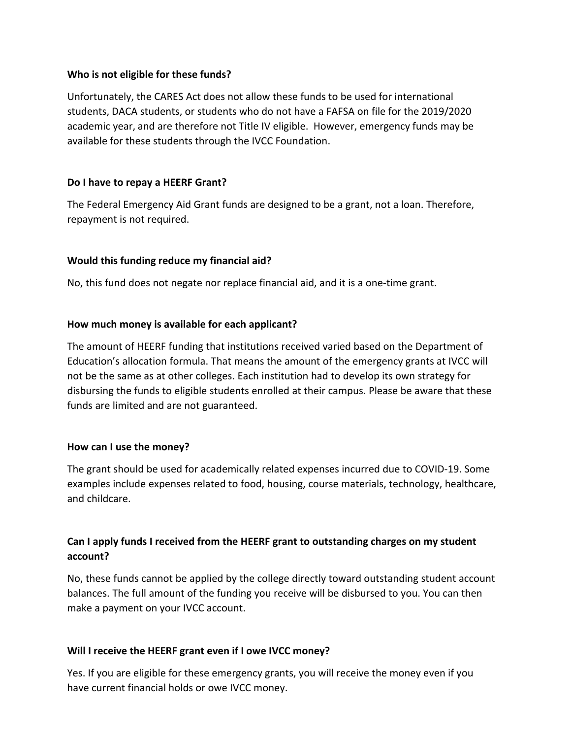**Who is not eligible for these funds?**

Unfortunately, the CARES Act does not allow these funds to be used for international students, DACA students, or students who do not have a FAFSA on file for the 2019/2020 academic year, and are therefore not Title IV eligible. However, emergency funds may be available for these students through the IVCC Foundation.

**Do I have to repay a HEERF Grant?**

The Federal Emergency Aid Grant funds are designed to be a grant, not a loan. Therefore, repayment is not required.

**Would this funding reduce my financial aid?**

No, this fund does not negate nor replace financial aid, and it is a one-time grant.

**How much money is available for each applicant?**

The amount of HEERF funding that institutions received varied based on the Department of Education's allocation formula. That means the amount of the emergency grants at IVCC will not be the same as at other colleges. Each institution had to develop its own strategy for disbursing the funds to eligible students enrolled at their campus. Please be aware that these funds are limited and are not guaranteed.

**How can I use the money?**

The grant should be used for academically related expenses incurred due to COVID-19. Some examples include expenses related to food, housing, course materials, technology, healthcare, and childcare.

**Can I apply funds I received from the HEERF grant to outstanding charges on my student account?**

No, these funds cannot be applied by the college directly toward outstanding student account balances. The full amount of the funding you receive will be disbursed to you. You can then make a payment on your IVCC account.

**Will I receive the HEERF grant even if I owe IVCC money?**

Yes. If you are eligible for these emergency grants, you will receive the money even if you have current financial holds or owe IVCC money.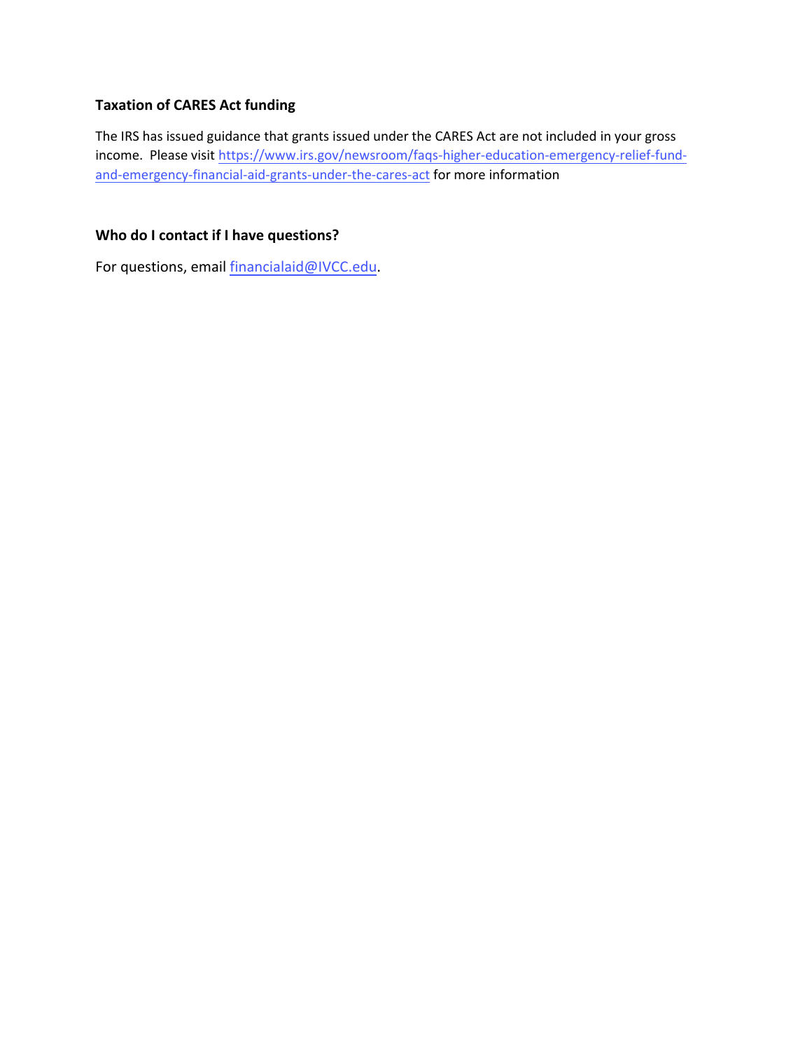### Taxation of CARES Act funding

The IRS has issued guidance that grants issued under the CARES Act are not included in your gross income. Please visit https://www.irs.gov/newsroom/faqs-higher-education-emergency-relief-fund-and-emergency-financial-aid-grants-under-the-cares-act for more information

### Who do I contact if I have questions?

For questions, email financialaid@IVCC.edu.